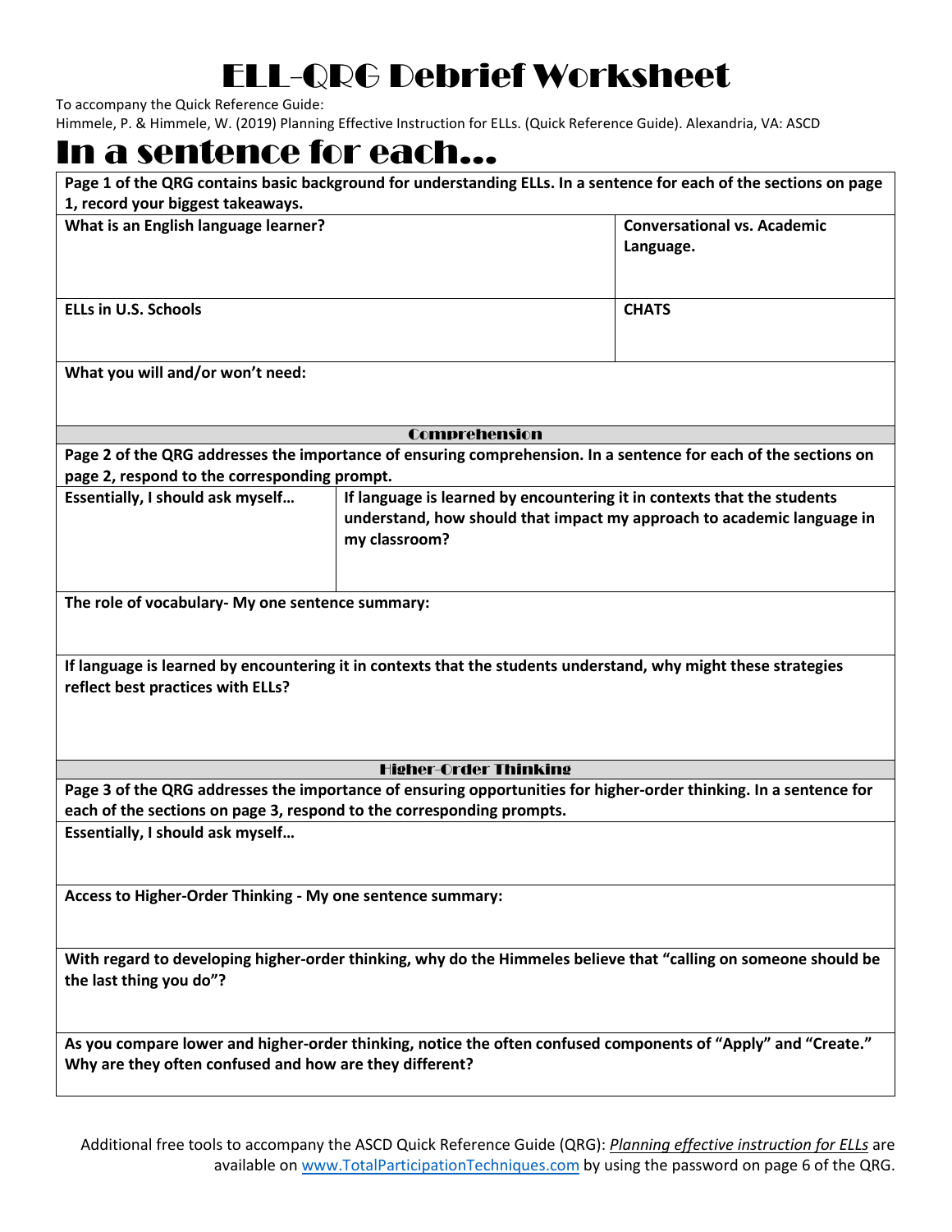# ELL-QRG Debrief Worksheet

To accompany the Quick Reference Guide:
Himmele, P. & Himmele, W. (2019) Planning Effective Instruction for ELLs. (Quick Reference Guide). Alexandria, VA: ASCD

# In a sentence for each…

| **Page 1 of the QRG contains basic background for understanding ELLs. In a sentence for each of the sections on page 1, record your biggest takeaways.** | |
|---|---|
| **What is an English language learner?** | **Conversational vs. Academic Language.** |
| **ELLs in U.S. Schools** | **CHATS** |
| **What you will and/or won't need:** | |
| **Comprehension** | |
| **Page 2 of the QRG addresses the importance of ensuring comprehension. In a sentence for each of the sections on page 2, respond to the corresponding prompt.** | |
| **Essentially, I should ask myself…** | **If language is learned by encountering it in contexts that the students understand, how should that impact my approach to academic language in my classroom?** |
| **The role of vocabulary- My one sentence summary:** | |
| **If language is learned by encountering it in contexts that the students understand, why might these strategies reflect best practices with ELLs?** | |
| **Higher-Order Thinking** | |
| **Page 3 of the QRG addresses the importance of ensuring opportunities for higher-order thinking. In a sentence for each of the sections on page 3, respond to the corresponding prompts.** | |
| **Essentially, I should ask myself…** | |
| **Access to Higher-Order Thinking - My one sentence summary:** | |
| **With regard to developing higher-order thinking, why do the Himmeles believe that "calling on someone should be the last thing you do"?** | |
| **As you compare lower and higher-order thinking, notice the often confused components of "Apply" and "Create." Why are they often confused and how are they different?** | |

Additional free tools to accompany the ASCD Quick Reference Guide (QRG): *Planning effective instruction for ELLs* are available on www.TotalParticipationTechniques.com by using the password on page 6 of the QRG.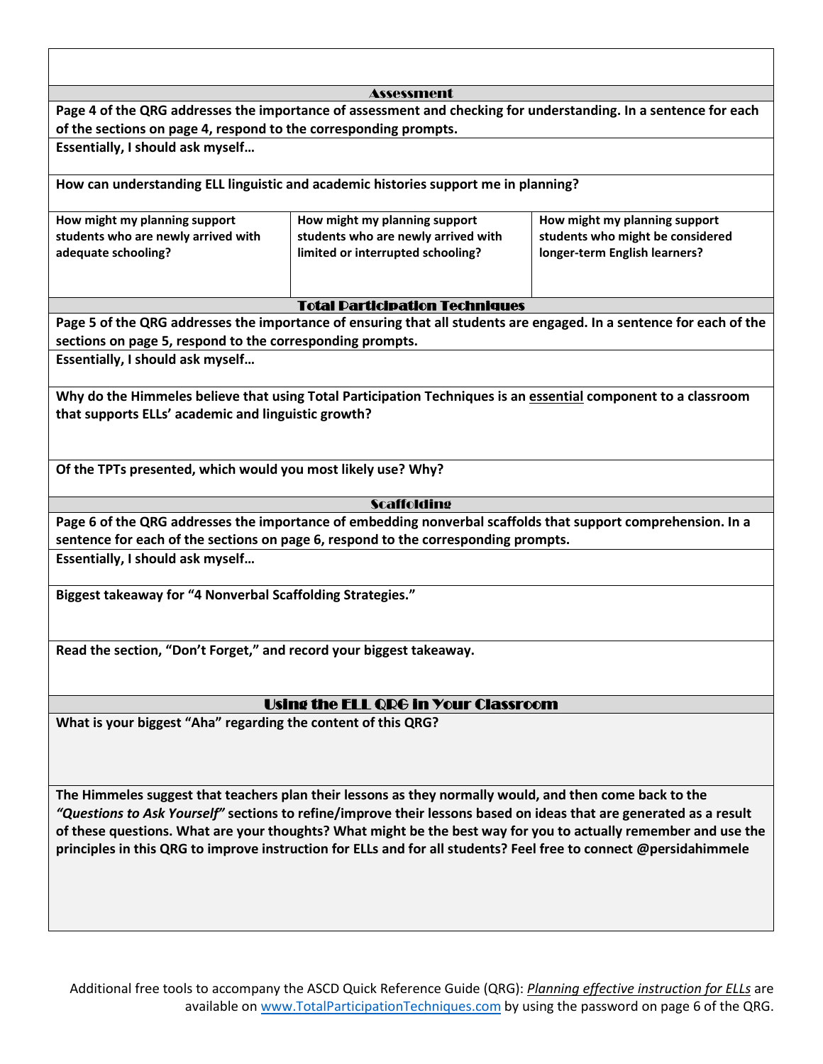## Assessment

**Page 4 of the QRG addresses the importance of assessment and checking for understanding. In a sentence for each of the sections on page 4, respond to the corresponding prompts.**

**Essentially, I should ask myself…**

**How can understanding ELL linguistic and academic histories support me in planning?**

| How might my planning support students who are newly arrived with adequate schooling? | How might my planning support students who are newly arrived with limited or interrupted schooling? | How might my planning support students who might be considered longer-term English learners? |
|---|---|---|
| | | |

## Total Participation Techniques

**Page 5 of the QRG addresses the importance of ensuring that all students are engaged. In a sentence for each of the sections on page 5, respond to the corresponding prompts.**

**Essentially, I should ask myself…**

**Why do the Himmeles believe that using Total Participation Techniques is an <u>essential</u> component to a classroom that supports ELLs' academic and linguistic growth?**

**Of the TPTs presented, which would you most likely use? Why?**

## Scaffolding

**Page 6 of the QRG addresses the importance of embedding nonverbal scaffolds that support comprehension. In a sentence for each of the sections on page 6, respond to the corresponding prompts.**

**Essentially, I should ask myself…**

**Biggest takeaway for "4 Nonverbal Scaffolding Strategies."**

**Read the section, "Don't Forget," and record your biggest takeaway.**

## Using the ELL QRG in Your Classroom

**What is your biggest "Aha" regarding the content of this QRG?**

**The Himmeles suggest that teachers plan their lessons as they normally would, and then come back to the *"Questions to Ask Yourself"* sections to refine/improve their lessons based on ideas that are generated as a result of these questions. What are your thoughts? What might be the best way for you to actually remember and use the principles in this QRG to improve instruction for ELLs and for all students? Feel free to connect @persidahimmele**

Additional free tools to accompany the ASCD Quick Reference Guide (QRG): *<u>Planning effective instruction for ELLs</u>* are available on [www.TotalParticipationTechniques.com](http://www.TotalParticipationTechniques.com) by using the password on page 6 of the QRG.